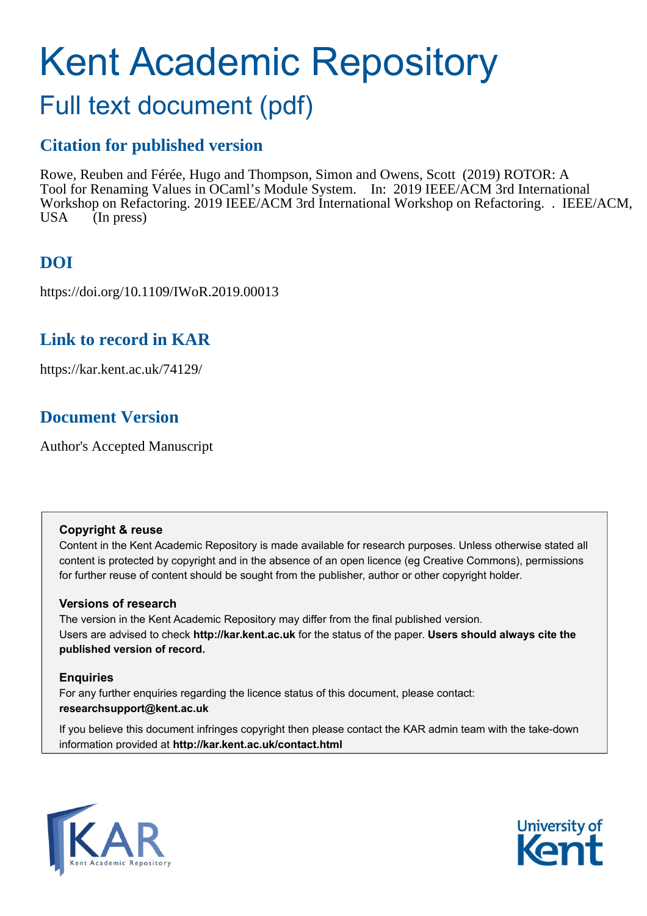# Kent Academic Repository

## Full text document (pdf)

### Citation for published version

Rowe, Reuben and Férée, Hugo and Thompson, Simon and Owens, Scott (2019) ROTOR: A Tool for Renaming Values in OCaml's Module System. In: 2019 IEEE/ACM 3rd International Workshop on Refactoring. 2019 IEEE/ACM 3rd International Workshop on Refactoring. . IEEE/ACM, USA (In press)

### DOI

https://doi.org/10.1109/IWoR.2019.00013

### Link to record in KAR

https://kar.kent.ac.uk/74129/

### Document Version

Author's Accepted Manuscript

**Copyright & reuse**

Content in the Kent Academic Repository is made available for research purposes. Unless otherwise stated all content is protected by copyright and in the absence of an open licence (eg Creative Commons), permissions for further reuse of content should be sought from the publisher, author or other copyright holder.

**Versions of research**

The version in the Kent Academic Repository may differ from the final published version. Users are advised to check **http://kar.kent.ac.uk** for the status of the paper. **Users should always cite the published version of record.**

**Enquiries**

For any further enquiries regarding the licence status of this document, please contact: **researchsupport@kent.ac.uk**

If you believe this document infringes copyright then please contact the KAR admin team with the take-down information provided at **http://kar.kent.ac.uk/contact.html**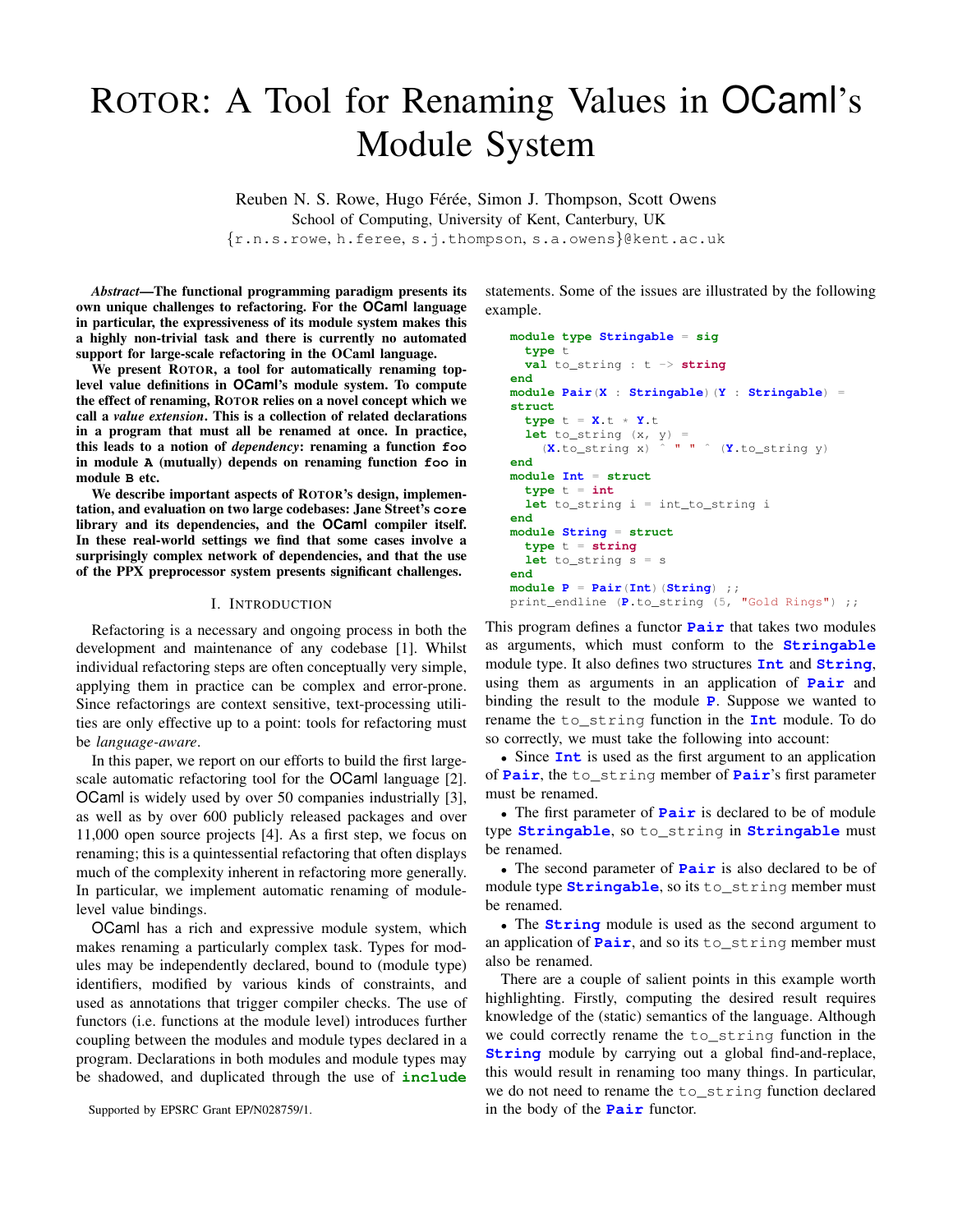# ROTOR: A Tool for Renaming Values in OCaml's Module System

Reuben N. S. Rowe, Hugo Férée, Simon J. Thompson, Scott Owens
School of Computing, University of Kent, Canterbury, UK
{r.n.s.rowe, h.feree, s.j.thompson, s.a.owens}@kent.ac.uk

***Abstract*—The functional programming paradigm presents its own unique challenges to refactoring. For the OCaml language in particular, the expressiveness of its module system makes this a highly non-trivial task and there is currently no automated support for large-scale refactoring in the OCaml language.**

**We present ROTOR, a tool for automatically renaming top-level value definitions in OCaml's module system. To compute the effect of renaming, ROTOR relies on a novel concept which we call a *value extension*. This is a collection of related declarations in a program that must all be renamed at once. In practice, this leads to a notion of *dependency*: renaming a function `foo` in module `A` (mutually) depends on renaming function `foo` in module `B` etc.**

**We describe important aspects of ROTOR's design, implementation, and evaluation on two large codebases: Jane Street's `core` library and its dependencies, and the OCaml compiler itself. In these real-world settings we find that some cases involve a surprisingly complex network of dependencies, and that the use of the PPX preprocessor system presents significant challenges.**

## I. Introduction

Refactoring is a necessary and ongoing process in both the development and maintenance of any codebase [1]. Whilst individual refactoring steps are often conceptually very simple, applying them in practice can be complex and error-prone. Since refactorings are context sensitive, text-processing utilities are only effective up to a point: tools for refactoring must be *language-aware*.

In this paper, we report on our efforts to build the first large-scale automatic refactoring tool for the OCaml language [2]. OCaml is widely used by over 50 companies industrially [3], as well as by over 600 publicly released packages and over 11,000 open source projects [4]. As a first step, we focus on renaming; this is a quintessential refactoring that often displays much of the complexity inherent in refactoring more generally. In particular, we implement automatic renaming of module-level value bindings.

OCaml has a rich and expressive module system, which makes renaming a particularly complex task. Types for modules may be independently declared, bound to (module type) identifiers, modified by various kinds of constraints, and used as annotations that trigger compiler checks. The use of functors (i.e. functions at the module level) introduces further coupling between the modules and module types declared in a program. Declarations in both modules and module types may be shadowed, and duplicated through the use of `include` statements. Some of the issues are illustrated by the following example.

```
module type Stringable = sig
  type t
  val to_string : t -> string
end
module Pair(X : Stringable)(Y : Stringable) =
struct
  type t = X.t * Y.t
  let to_string (x, y) =
    (X.to_string x) ^ " " ^ (Y.to_string y)
end
module Int = struct
  type t = int
  let to_string i = int_to_string i
end
module String = struct
  type t = string
  let to_string s = s
end
module P = Pair(Int)(String) ;;
print_endline (P.to_string (5, "Gold Rings") ;;
```

This program defines a functor **`Pair`** that takes two modules as arguments, which must conform to the **`Stringable`** module type. It also defines two structures **`Int`** and **`String`**, using them as arguments in an application of **`Pair`** and binding the result to the module **`P`**. Suppose we wanted to rename the `to_string` function in the **`Int`** module. To do so correctly, we must take the following into account:

- Since **`Int`** is used as the first argument to an application of **`Pair`**, the `to_string` member of **`Pair`**'s first parameter must be renamed.
- The first parameter of **`Pair`** is declared to be of module type **`Stringable`**, so `to_string` in **`Stringable`** must be renamed.
- The second parameter of **`Pair`** is also declared to be of module type **`Stringable`**, so its `to_string` member must be renamed.
- The **`String`** module is used as the second argument to an application of **`Pair`**, and so its `to_string` member must also be renamed.

There are a couple of salient points in this example worth highlighting. Firstly, computing the desired result requires knowledge of the (static) semantics of the language. Although we could correctly rename the `to_string` function in the **`String`** module by carrying out a global find-and-replace, this would result in renaming too many things. In particular, we do not need to rename the `to_string` function declared in the body of the **`Pair`** functor.

Supported by EPSRC Grant EP/N028759/1.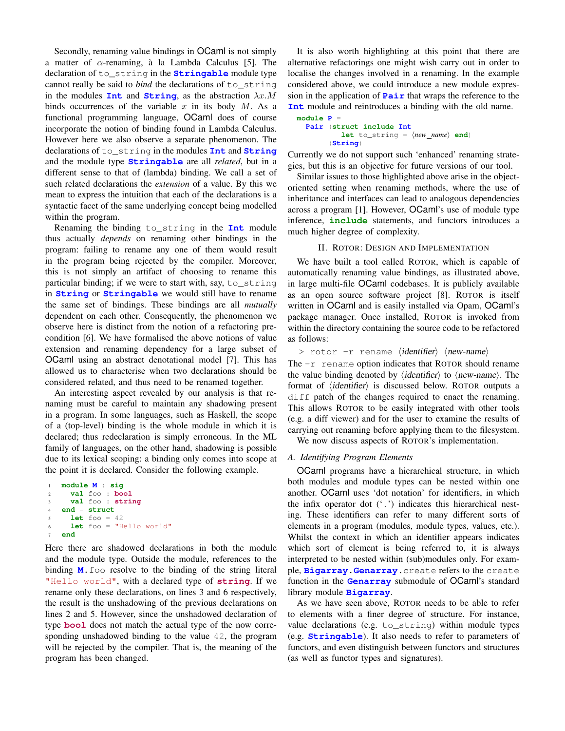Secondly, renaming value bindings in OCaml is not simply a matter of $\alpha$-renaming, à la Lambda Calculus [5]. The declaration of `to_string` in the **`Stringable`** module type cannot really be said to *bind* the declarations of `to_string` in the modules **`Int`** and **`String`**, as the abstraction $\lambda x.M$ binds occurrences of the variable $x$ in its body $M$. As a functional programming language, OCaml does of course incorporate the notion of binding found in Lambda Calculus. However here we also observe a separate phenomenon. The declarations of `to_string` in the modules **`Int`** and **`String`** and the module type **`Stringable`** are all *related*, but in a different sense to that of (lambda) binding. We call a set of such related declarations the *extension* of a value. By this we mean to express the intuition that each of the declarations is a syntactic facet of the same underlying concept being modelled within the program.

Renaming the binding `to_string` in the **`Int`** module thus actually *depends* on renaming other bindings in the program: failing to rename any one of them would result in the program being rejected by the compiler. Moreover, this is not simply an artifact of choosing to rename this particular binding; if we were to start with, say, `to_string` in **`String`** or **`Stringable`** we would still have to rename the same set of bindings. These bindings are all *mutually* dependent on each other. Consequently, the phenomenon we observe here is distinct from the notion of a refactoring precondition [6]. We have formalised the above notions of value extension and renaming dependency for a large subset of OCaml using an abstract denotational model [7]. This has allowed us to characterise when two declarations should be considered related, and thus need to be renamed together.

An interesting aspect revealed by our analysis is that renaming must be careful to maintain any shadowing present in a program. In some languages, such as Haskell, the scope of a (top-level) binding is the whole module in which it is declared; thus redeclaration is simply erroneous. In the ML family of languages, on the other hand, shadowing is possible due to its lexical scoping: a binding only comes into scope at the point it is declared. Consider the following example.

```
1  module M : sig
2    val foo : bool
3    val foo : string
4  end = struct
5    let foo = 42
6    let foo = "Hello world"
7  end
```

Here there are shadowed declarations in both the module and the module type. Outside the module, references to the binding **`M`**`.foo` resolve to the binding of the string literal `"Hello world"`, with a declared type of **`string`**. If we rename only these declarations, on lines 3 and 6 respectively, the result is the unshadowing of the previous declarations on lines 2 and 5. However, since the unshadowed declaration of type **`bool`** does not match the actual type of the now corresponding unshadowed binding to the value `42`, the program will be rejected by the compiler. That is, the meaning of the program has been changed.

It is also worth highlighting at this point that there are alternative refactorings one might wish carry out in order to localise the changes involved in a renaming. In the example considered above, we could introduce a new module expression in the application of **`Pair`** that wraps the reference to the **`Int`** module and reintroduces a binding with the old name.

```
module P =
  Pair (struct include Int
          let to_string = ⟨new_name⟩ end)
        (String)
```

Currently we do not support such 'enhanced' renaming strategies, but this is an objective for future versions of our tool.

Similar issues to those highlighted above arise in the object-oriented setting when renaming methods, where the use of inheritance and interfaces can lead to analogous dependencies across a program [1]. However, OCaml's use of module type inference, **`include`** statements, and functors introduces a much higher degree of complexity.

## II. Rotor: Design and Implementation

We have built a tool called Rotor, which is capable of automatically renaming value bindings, as illustrated above, in large multi-file OCaml codebases. It is publicly available as an open source software project [8]. Rotor is itself written in OCaml and is easily installed via Opam, OCaml's package manager. Once installed, Rotor is invoked from within the directory containing the source code to be refactored as follows:

```
> rotor -r rename ⟨identifier⟩ ⟨new-name⟩
```

The `-r rename` option indicates that Rotor should rename the value binding denoted by ⟨identifier⟩ to ⟨new-name⟩. The format of ⟨identifier⟩ is discussed below. Rotor outputs a `diff` patch of the changes required to enact the renaming. This allows Rotor to be easily integrated with other tools (e.g. a diff viewer) and for the user to examine the results of carrying out renaming before applying them to the filesystem.

We now discuss aspects of Rotor's implementation.

### A. Identifying Program Elements

OCaml programs have a hierarchical structure, in which both modules and module types can be nested within one another. OCaml uses 'dot notation' for identifiers, in which the infix operator dot ('`.`') indicates this hierarchical nesting. These identifiers can refer to many different sorts of elements in a program (modules, module types, values, etc.). Whilst the context in which an identifier appears indicates which sort of element is being referred to, it is always interpreted to be nested within (sub)modules only. For example, **`Bigarray`**.**`Genarray`**`.create` refers to the `create` function in the **`Genarray`** submodule of OCaml's standard library module **`Bigarray`**.

As we have seen above, Rotor needs to be able to refer to elements with a finer degree of structure. For instance, value declarations (e.g. `to_string`) within module types (e.g. **`Stringable`**). It also needs to refer to parameters of functors, and even distinguish between functors and structures (as well as functor types and signatures).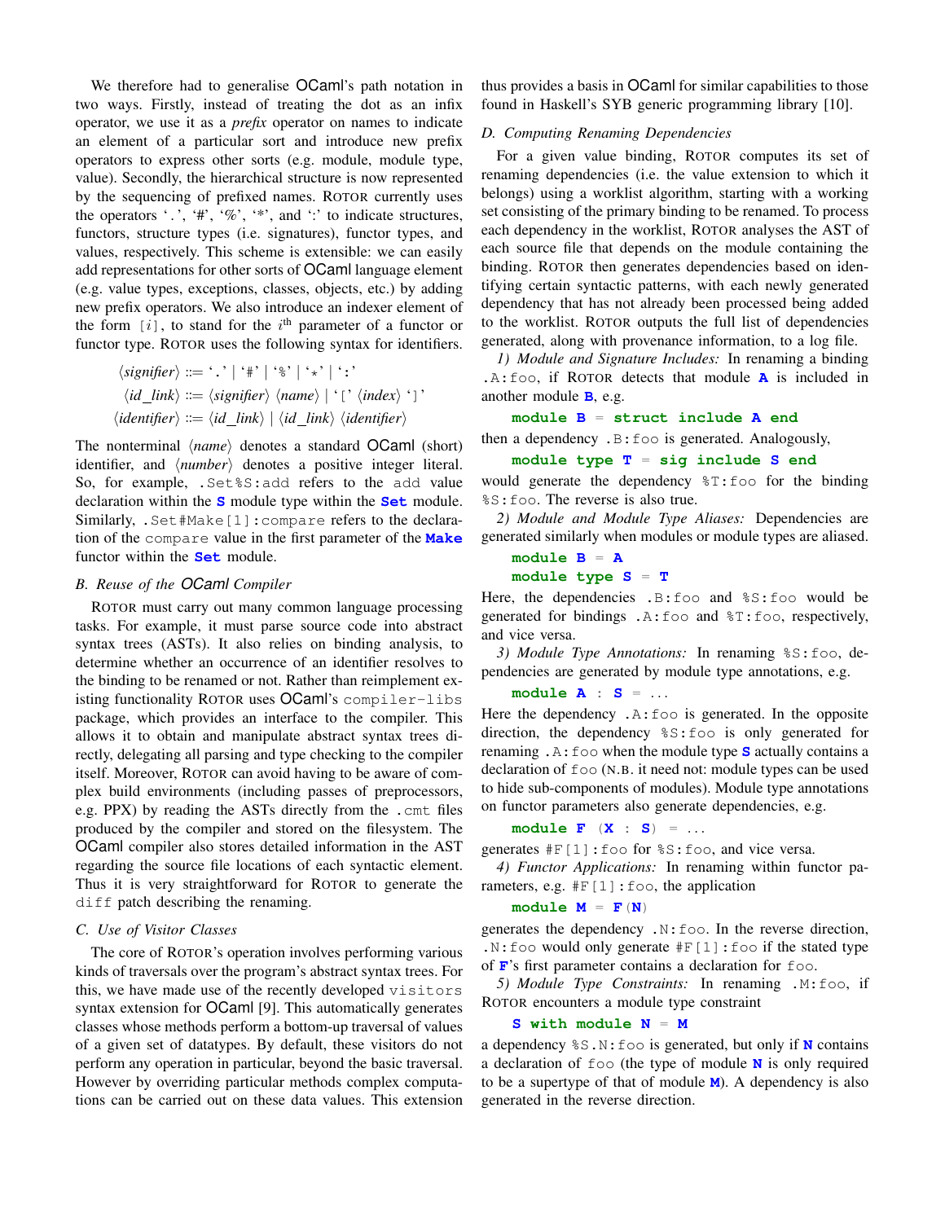We therefore had to generalise OCaml's path notation in two ways. Firstly, instead of treating the dot as an infix operator, we use it as a *prefix* operator on names to indicate an element of a particular sort and introduce new prefix operators to express other sorts (e.g. module, module type, value). Secondly, the hierarchical structure is now represented by the sequencing of prefixed names. ROTOR currently uses the operators '.', '#', '%', '*', and ':' to indicate structures, functors, structure types (i.e. signatures), functor types, and values, respectively. This scheme is extensible: we can easily add representations for other sorts of OCaml language element (e.g. value types, exceptions, classes, objects, etc.) by adding new prefix operators. We also introduce an indexer element of the form `[i]`, to stand for the $i^{\text{th}}$ parameter of a functor or functor type. ROTOR uses the following syntax for identifiers.

$$\langle signifier \rangle ::= \texttt{'.'} \mid \texttt{'\#'} \mid \texttt{'\%'} \mid \texttt{'*'} \mid \texttt{':'}$$
$$\langle id\_link \rangle ::= \langle signifier \rangle \langle name \rangle \mid \texttt{'['} \langle index \rangle \texttt{']'}$$
$$\langle identifier \rangle ::= \langle id\_link \rangle \mid \langle id\_link \rangle \langle identifier \rangle$$

The nonterminal $\langle name \rangle$ denotes a standard OCaml (short) identifier, and $\langle number \rangle$ denotes a positive integer literal. So, for example, `.Set%S:add` refers to the `add` value declaration within the **S** module type within the **Set** module. Similarly, `.Set#Make[1]:compare` refers to the declaration of the `compare` value in the first parameter of the **Make** functor within the **Set** module.

### B. Reuse of the OCaml Compiler

ROTOR must carry out many common language processing tasks. For example, it must parse source code into abstract syntax trees (ASTs). It also relies on binding analysis, to determine whether an occurrence of an identifier resolves to the binding to be renamed or not. Rather than reimplement existing functionality ROTOR uses OCaml's `compiler-libs` package, which provides an interface to the compiler. This allows it to obtain and manipulate abstract syntax trees directly, delegating all parsing and type checking to the compiler itself. Moreover, ROTOR can avoid having to be aware of complex build environments (including passes of preprocessors, e.g. PPX) by reading the ASTs directly from the `.cmt` files produced by the compiler and stored on the filesystem. The OCaml compiler also stores detailed information in the AST regarding the source file locations of each syntactic element. Thus it is very straightforward for ROTOR to generate the `diff` patch describing the renaming.

### C. Use of Visitor Classes

The core of ROTOR's operation involves performing various kinds of traversals over the program's abstract syntax trees. For this, we have made use of the recently developed `visitors` syntax extension for OCaml [9]. This automatically generates classes whose methods perform a bottom-up traversal of values of a given set of datatypes. By default, these visitors do not perform any operation in particular, beyond the basic traversal. However by overriding particular methods complex computations can be carried out on these data values. This extension thus provides a basis in OCaml for similar capabilities to those found in Haskell's SYB generic programming library [10].

### D. Computing Renaming Dependencies

For a given value binding, ROTOR computes its set of renaming dependencies (i.e. the value extension to which it belongs) using a worklist algorithm, starting with a working set consisting of the primary binding to be renamed. To process each dependency in the worklist, ROTOR analyses the AST of each source file that depends on the module containing the binding. ROTOR then generates dependencies based on identifying certain syntactic patterns, with each newly generated dependency that has not already been processed being added to the worklist. ROTOR outputs the full list of dependencies generated, along with provenance information, to a log file.

*1) Module and Signature Includes:* In renaming a binding `.A:foo`, if ROTOR detects that module **A** is included in another module **B**, e.g.

```
module B = struct include A end
```

then a dependency `.B:foo` is generated. Analogously,

```
module type T = sig include S end
```

would generate the dependency `%T:foo` for the binding `%S:foo`. The reverse is also true.

*2) Module and Module Type Aliases:* Dependencies are generated similarly when modules or module types are aliased.

```
module B = A
module type S = T
```

Here, the dependencies `.B:foo` and `%S:foo` would be generated for bindings `.A:foo` and `%T:foo`, respectively, and vice versa.

*3) Module Type Annotations:* In renaming `%S:foo`, dependencies are generated by module type annotations, e.g.

```
module A : S = ...
```

Here the dependency `.A:foo` is generated. In the opposite direction, the dependency `%S:foo` is only generated for renaming `.A:foo` when the module type **S** actually contains a declaration of `foo` (N.B. it need not: module types can be used to hide sub-components of modules). Module type annotations on functor parameters also generate dependencies, e.g.

```
module F (X : S) = ...
```

generates `#F[1]:foo` for `%S:foo`, and vice versa.

*4) Functor Applications:* In renaming within functor parameters, e.g. `#F[1]:foo`, the application

```
module M = F(N)
```

generates the dependency `.N:foo`. In the reverse direction, `.N:foo` would only generate `#F[1]:foo` if the stated type of **F**'s first parameter contains a declaration for `foo`.

*5) Module Type Constraints:* In renaming `.M:foo`, if ROTOR encounters a module type constraint

```
S with module N = M
```

a dependency `%S.N:foo` is generated, but only if **N** contains a declaration of `foo` (the type of module **N** is only required to be a supertype of that of module **M**). A dependency is also generated in the reverse direction.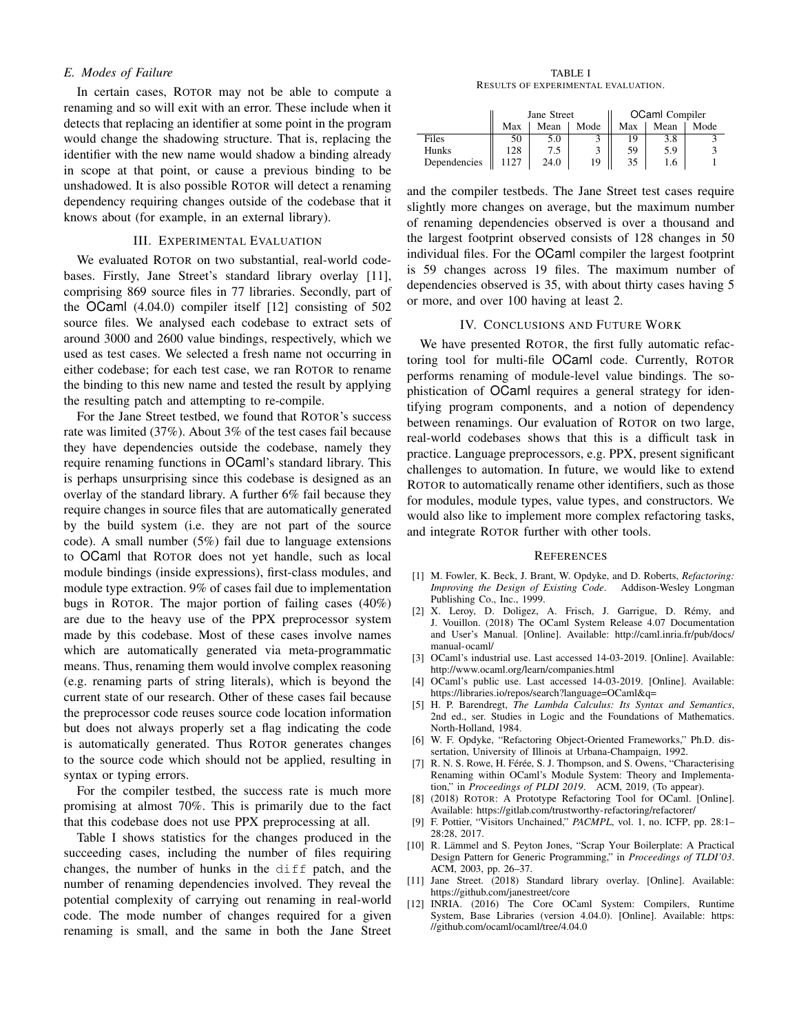### E. Modes of Failure

In certain cases, ROTOR may not be able to compute a renaming and so will exit with an error. These include when it detects that replacing an identifier at some point in the program would change the shadowing structure. That is, replacing the identifier with the new name would shadow a binding already in scope at that point, or cause a previous binding to be unshadowed. It is also possible ROTOR will detect a renaming dependency requiring changes outside of the codebase that it knows about (for example, in an external library).

## III. Experimental Evaluation

We evaluated ROTOR on two substantial, real-world codebases. Firstly, Jane Street's standard library overlay [11], comprising 869 source files in 77 libraries. Secondly, part of the OCaml (4.04.0) compiler itself [12] consisting of 502 source files. We analysed each codebase to extract sets of around 3000 and 2600 value bindings, respectively, which we used as test cases. We selected a fresh name not occurring in either codebase; for each test case, we ran ROTOR to rename the binding to this new name and tested the result by applying the resulting patch and attempting to re-compile.

For the Jane Street testbed, we found that ROTOR's success rate was limited (37%). About 3% of the test cases fail because they have dependencies outside the codebase, namely they require renaming functions in OCaml's standard library. This is perhaps unsurprising since this codebase is designed as an overlay of the standard library. A further 6% fail because they require changes in source files that are automatically generated by the build system (i.e. they are not part of the source code). A small number (5%) fail due to language extensions to OCaml that ROTOR does not yet handle, such as local module bindings (inside expressions), first-class modules, and module type extraction. 9% of cases fail due to implementation bugs in ROTOR. The major portion of failing cases (40%) are due to the heavy use of the PPX preprocessor system made by this codebase. Most of these cases involve names which are automatically generated via meta-programmatic means. Thus, renaming them would involve complex reasoning (e.g. renaming parts of string literals), which is beyond the current state of our research. Other of these cases fail because the preprocessor code reuses source code location information but does not always properly set a flag indicating the code is automatically generated. Thus ROTOR generates changes to the source code which should not be applied, resulting in syntax or typing errors.

For the compiler testbed, the success rate is much more promising at almost 70%. This is primarily due to the fact that this codebase does not use PPX preprocessing at all.

Table I shows statistics for the changes produced in the succeeding cases, including the number of files requiring changes, the number of hunks in the `diff` patch, and the number of renaming dependencies involved. They reveal the potential complexity of carrying out renaming in real-world code. The mode number of changes required for a given renaming is small, and the same in both the Jane Street and the compiler testbeds. The Jane Street test cases require slightly more changes on average, but the maximum number of renaming dependencies observed is over a thousand and the largest footprint observed consists of 128 changes in 50 individual files. For the OCaml compiler the largest footprint is 59 changes across 19 files. The maximum number of dependencies observed is 35, with about thirty cases having 5 or more, and over 100 having at least 2.

TABLE I
Results of experimental evaluation.

| | Jane Street | | | OCaml Compiler | | |
|---|---|---|---|---|---|---|
| | Max | Mean | Mode | Max | Mean | Mode |
| Files | 50 | 5.0 | 3 | 19 | 3.8 | 3 |
| Hunks | 128 | 7.5 | 3 | 59 | 5.9 | 3 |
| Dependencies | 1127 | 24.0 | 19 | 35 | 1.6 | 1 |

## IV. Conclusions and Future Work

We have presented ROTOR, the first fully automatic refactoring tool for multi-file OCaml code. Currently, ROTOR performs renaming of module-level value bindings. The sophistication of OCaml requires a general strategy for identifying program components, and a notion of dependency between renamings. Our evaluation of ROTOR on two large, real-world codebases shows that this is a difficult task in practice. Language preprocessors, e.g. PPX, present significant challenges to automation. In future, we would like to extend ROTOR to automatically rename other identifiers, such as those for modules, module types, value types, and constructors. We would also like to implement more complex refactoring tasks, and integrate ROTOR further with other tools.

## References

[1] M. Fowler, K. Beck, J. Brant, W. Opdyke, and D. Roberts, *Refactoring: Improving the Design of Existing Code*. Addison-Wesley Longman Publishing Co., Inc., 1999.

[2] X. Leroy, D. Doligez, A. Frisch, J. Garrigue, D. Rémy, and J. Vouillon. (2018) The OCaml System Release 4.07 Documentation and User's Manual. [Online]. Available: http://caml.inria.fr/pub/docs/manual-ocaml/

[3] OCaml's industrial use. Last accessed 14-03-2019. [Online]. Available: http://www.ocaml.org/learn/companies.html

[4] OCaml's public use. Last accessed 14-03-2019. [Online]. Available: https://libraries.io/repos/search?language=OCaml&q=

[5] H. P. Barendregt, *The Lambda Calculus: Its Syntax and Semantics*, 2nd ed., ser. Studies in Logic and the Foundations of Mathematics. North-Holland, 1984.

[6] W. F. Opdyke, "Refactoring Object-Oriented Frameworks," Ph.D. dissertation, University of Illinois at Urbana-Champaign, 1992.

[7] R. N. S. Rowe, H. Férée, S. J. Thompson, and S. Owens, "Characterising Renaming within OCaml's Module System: Theory and Implementation," in *Proceedings of PLDI 2019*. ACM, 2019, (To appear).

[8] (2018) ROTOR: A Prototype Refactoring Tool for OCaml. [Online]. Available: https://gitlab.com/trustworthy-refactoring/refactorer/

[9] F. Pottier, "Visitors Unchained," *PACMPL*, vol. 1, no. ICFP, pp. 28:1–28:28, 2017.

[10] R. Lämmel and S. Peyton Jones, "Scrap Your Boilerplate: A Practical Design Pattern for Generic Programming," in *Proceedings of TLDI'03*. ACM, 2003, pp. 26–37.

[11] Jane Street. (2018) Standard library overlay. [Online]. Available: https://github.com/janestreet/core

[12] INRIA. (2016) The Core OCaml System: Compilers, Runtime System, Base Libraries (version 4.04.0). [Online]. Available: https://github.com/ocaml/ocaml/tree/4.04.0